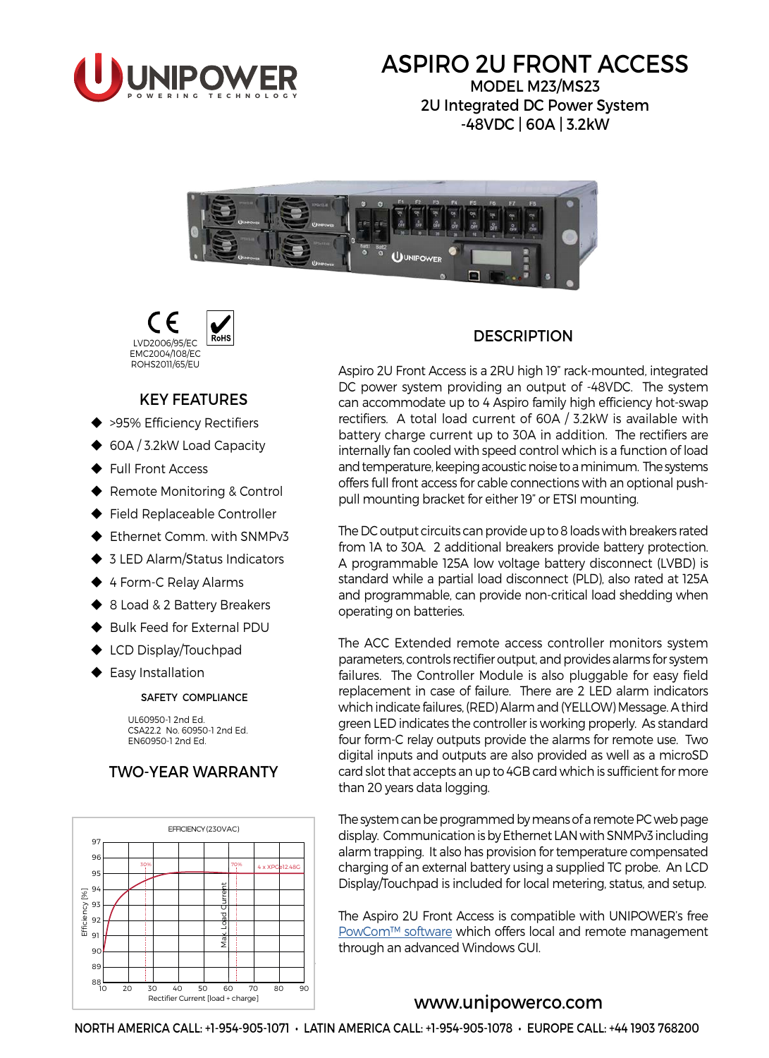# ASPIRO 2U FRONT ACCESS

MODEL M23/MS23

2U Integrated DC Power System

-48VDC | 60A | 3.2kW

LVD2006/95/EC
EMC2004/108/EC
ROHS2011/65/EU

## KEY FEATURES

- >95% Efficiency Rectifiers
- 60A / 3.2kW Load Capacity
- Full Front Access
- Remote Monitoring & Control
- Field Replaceable Controller
- Ethernet Comm. with SNMPv3
- 3 LED Alarm/Status Indicators
- 4 Form-C Relay Alarms
- 8 Load & 2 Battery Breakers
- Bulk Feed for External PDU
- LCD Display/Touchpad
- Easy Installation

### SAFETY COMPLIANCE

UL60950-1 2nd Ed.
CSA22.2 No. 60950-1 2nd Ed.
EN60950-1 2nd Ed.

## TWO-YEAR WARRANTY

EFFICIENCY (230VAC)

Efficiency [%]

97
96
95
94
93
92
91
90
89
88

10 20 30 40 50 60 70 80 90

Rectifier Current [load + charge]

30%
70%
4 x XPGe12.48G
Max Load Current

## DESCRIPTION

Aspiro 2U Front Access is a 2RU high 19" rack-mounted, integrated DC power system providing an output of -48VDC. The system can accommodate up to 4 Aspiro family high efficiency hot-swap rectifiers. A total load current of 60A / 3.2kW is available with battery charge current up to 30A in addition. The rectifiers are internally fan cooled with speed control which is a function of load and temperature, keeping acoustic noise to a minimum. The systems offers full front access for cable connections with an optional push-pull mounting bracket for either 19" or ETSI mounting.

The DC output circuits can provide up to 8 loads with breakers rated from 1A to 30A. 2 additional breakers provide battery protection. A programmable 125A low voltage battery disconnect (LVBD) is standard while a partial load disconnect (PLD), also rated at 125A and programmable, can provide non-critical load shedding when operating on batteries.

The ACC Extended remote access controller monitors system parameters, controls rectifier output, and provides alarms for system failures. The Controller Module is also pluggable for easy field replacement in case of failure. There are 2 LED alarm indicators which indicate failures, (RED) Alarm and (YELLOW) Message. A third green LED indicates the controller is working properly. As standard four form-C relay outputs provide the alarms for remote use. Two digital inputs and outputs are also provided as well as a microSD card slot that accepts an up to 4GB card which is sufficient for more than 20 years data logging.

The system can be programmed by means of a remote PC web page display. Communication is by Ethernet LAN with SNMPv3 including alarm trapping. It also has provision for temperature compensated charging of an external battery using a supplied TC probe. An LCD Display/Touchpad is included for local metering, status, and setup.

The Aspiro 2U Front Access is compatible with UNIPOWER's free PowComTM software which offers local and remote management through an advanced Windows GUI.

www.unipowerco.com

NORTH AMERICA CALL: +1-954-905-1071 • LATIN AMERICA CALL: +1-954-905-1078 • EUROPE CALL: +44 1903 768200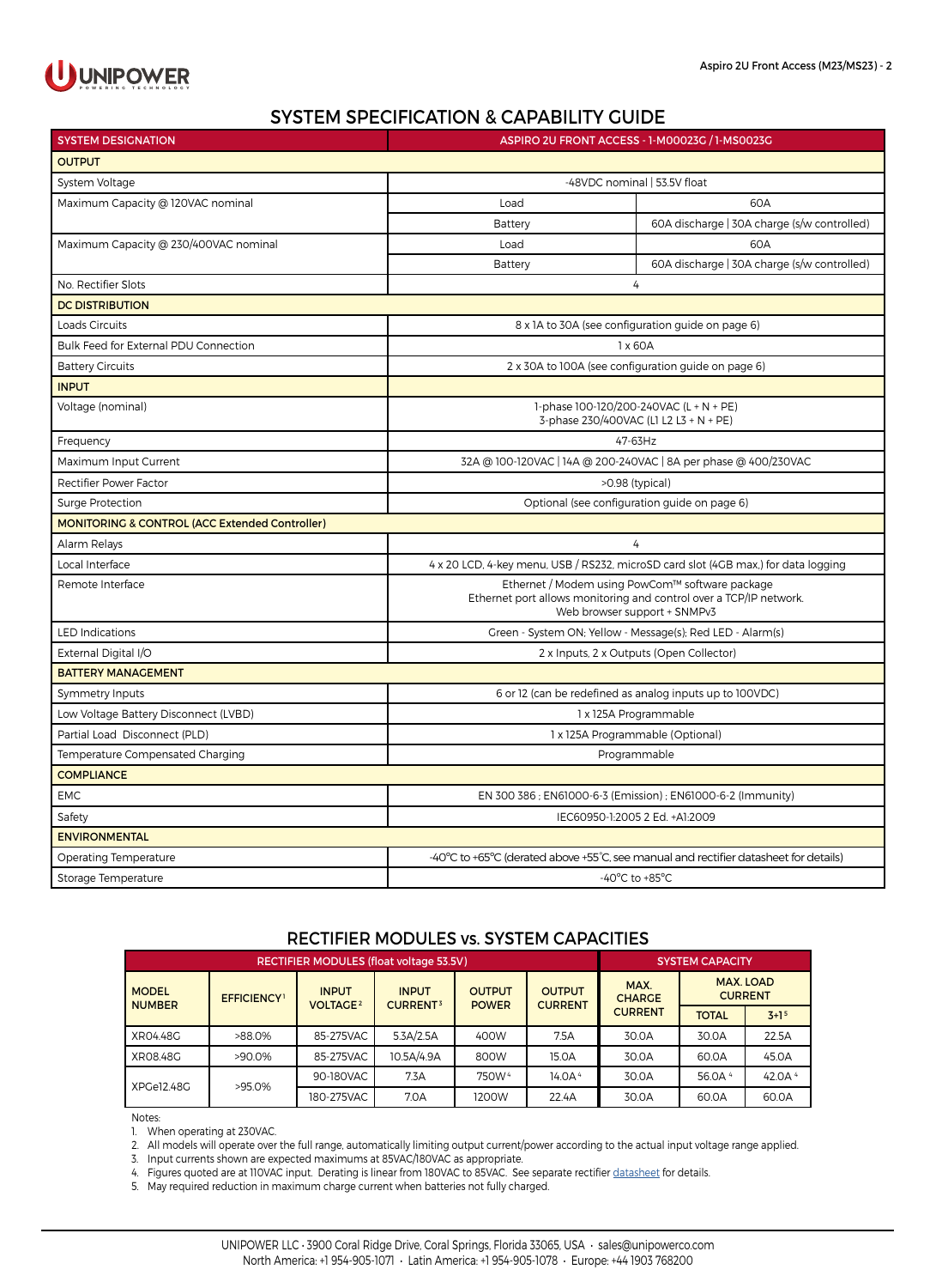## SYSTEM SPECIFICATION & CAPABILITY GUIDE

| SYSTEM DESIGNATION | ASPIRO 2U FRONT ACCESS - 1-M00023G / 1-MS0023G | |
|---|---|---|
| **OUTPUT** | | |
| System Voltage | -48VDC nominal \| 53.5V float | |
| Maximum Capacity @ 120VAC nominal | Load | 60A |
| | Battery | 60A discharge \| 30A charge (s/w controlled) |
| Maximum Capacity @ 230/400VAC nominal | Load | 60A |
| | Battery | 60A discharge \| 30A charge (s/w controlled) |
| No. Rectifier Slots | 4 | |
| **DC DISTRIBUTION** | | |
| Loads Circuits | 8 x 1A to 30A (see configuration guide on page 6) | |
| Bulk Feed for External PDU Connection | 1 x 60A | |
| Battery Circuits | 2 x 30A to 100A (see configuration guide on page 6) | |
| **INPUT** | | |
| Voltage (nominal) | 1-phase 100-120/200-240VAC (L + N + PE)<br>3-phase 230/400VAC (L1 L2 L3 + N + PE) | |
| Frequency | 47-63Hz | |
| Maximum Input Current | 32A @ 100-120VAC \| 14A @ 200-240VAC \| 8A per phase @ 400/230VAC | |
| Rectifier Power Factor | >0.98 (typical) | |
| Surge Protection | Optional (see configuration guide on page 6) | |
| **MONITORING & CONTROL (ACC Extended Controller)** | | |
| Alarm Relays | 4 | |
| Local Interface | 4 x 20 LCD, 4-key menu, USB / RS232, microSD card slot (4GB max.) for data logging | |
| Remote Interface | Ethernet / Modem using PowCom™ software package<br>Ethernet port allows monitoring and control over a TCP/IP network.<br>Web browser support + SNMPv3 | |
| LED Indications | Green - System ON; Yellow - Message(s); Red LED - Alarm(s) | |
| External Digital I/O | 2 x Inputs, 2 x Outputs (Open Collector) | |
| **BATTERY MANAGEMENT** | | |
| Symmetry Inputs | 6 or 12 (can be redefined as analog inputs up to 100VDC) | |
| Low Voltage Battery Disconnect (LVBD) | 1 x 125A Programmable | |
| Partial Load Disconnect (PLD) | 1 x 125A Programmable (Optional) | |
| Temperature Compensated Charging | Programmable | |
| **COMPLIANCE** | | |
| EMC | EN 300 386 ; EN61000-6-3 (Emission) ; EN61000-6-2 (Immunity) | |
| Safety | IEC60950-1:2005 2 Ed. +A1:2009 | |
| **ENVIRONMENTAL** | | |
| Operating Temperature | -40°C to +65°C (derated above +55°C, see manual and rectifier datasheet for details) | |
| Storage Temperature | -40°C to +85°C | |

## RECTIFIER MODULES vs. SYSTEM CAPACITIES

| RECTIFIER MODULES (float voltage 53.5V) | | | | | | SYSTEM CAPACITY | | |
|---|---|---|---|---|---|---|---|---|
| MODEL NUMBER | EFFICIENCY[1] | INPUT VOLTAGE[2] | INPUT CURRENT[3] | OUTPUT POWER | OUTPUT CURRENT | MAX. CHARGE CURRENT | MAX. LOAD CURRENT | |
| | | | | | | | TOTAL | 3+1[5] |
| XR04.48G | >88.0% | 85-275VAC | 5.3A/2.5A | 400W | 7.5A | 30.0A | 30.0A | 22.5A |
| XR08.48G | >90.0% | 85-275VAC | 10.5A/4.9A | 800W | 15.0A | 30.0A | 60.0A | 45.0A |
| XPGe12.48G | >95.0% | 90-180VAC | 7.3A | 750W[4] | 14.0A[4] | 30.0A | 56.0A[4] | 42.0A[4] |
| | | 180-275VAC | 7.0A | 1200W | 22.4A | 30.0A | 60.0A | 60.0A |

Notes:
1. When operating at 230VAC.
2. All models will operate over the full range, automatically limiting output current/power according to the actual input voltage range applied.
3. Input currents shown are expected maximums at 85VAC/180VAC as appropriate.
4. Figures quoted are at 110VAC input. Derating is linear from 180VAC to 85VAC. See separate rectifier datasheet for details.
5. May required reduction in maximum charge current when batteries not fully charged.

UNIPOWER LLC · 3900 Coral Ridge Drive, Coral Springs, Florida 33065, USA · sales@unipowerco.com
North America: +1 954-905-1071 · Latin America: +1 954-905-1078 · Europe: +44 1903 768200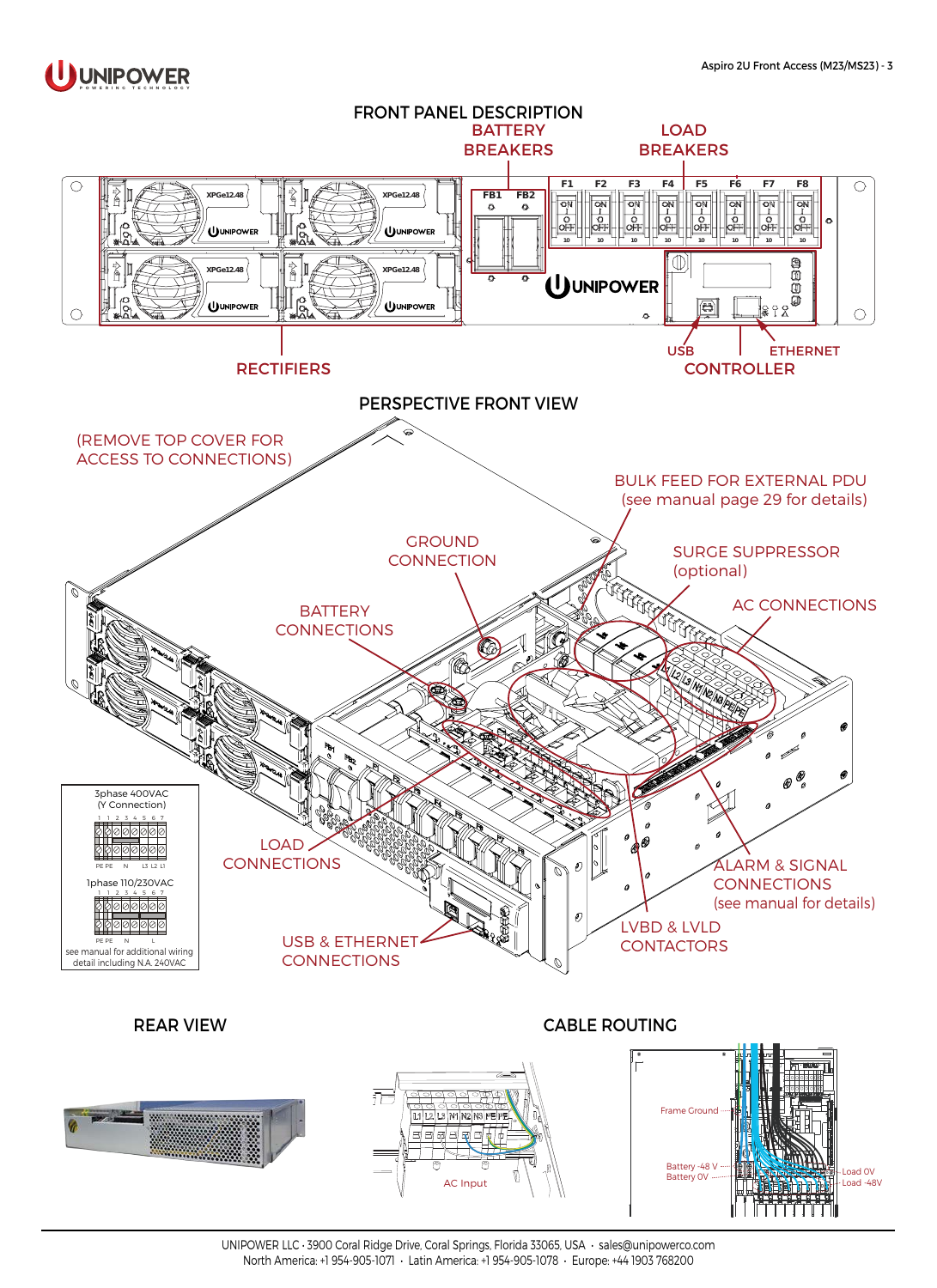## FRONT PANEL DESCRIPTION

BATTERY BREAKERS

LOAD BREAKERS

FB1 FB2

F1 F2 F3 F4 F5 F6 F7 F8

XPGe12.48

UNIPOWER

RECTIFIERS

USB

ETHERNET

CONTROLLER

## PERSPECTIVE FRONT VIEW

(REMOVE TOP COVER FOR ACCESS TO CONNECTIONS)

BULK FEED FOR EXTERNAL PDU (see manual page 29 for details)

GROUND CONNECTION

SURGE SUPPRESSOR (optional)

BATTERY CONNECTIONS

AC CONNECTIONS

LOAD CONNECTIONS

ALARM & SIGNAL CONNECTIONS (see manual for details)

LVBD & LVLD CONTACTORS

USB & ETHERNET CONNECTIONS

3phase 400VAC (Y Connection)

1 2 3 4 5 6 7

PE PE N L3 L2 L1

1phase 110/230VAC

1 2 3 4 5 6 7

PE PE N L

see manual for additional wiring detail including N.A. 240VAC

## REAR VIEW

## CABLE ROUTING

L1 L2 L3 N1 N2 N3 PE PE

AC Input

Frame Ground

Battery -48 V

Battery 0V

Load 0V

Load -48V

UNIPOWER LLC · 3900 Coral Ridge Drive, Coral Springs, Florida 33065, USA · sales@unipowerco.com
North America: +1 954-905-1071 · Latin America: +1 954-905-1078 · Europe: +44 1903 768200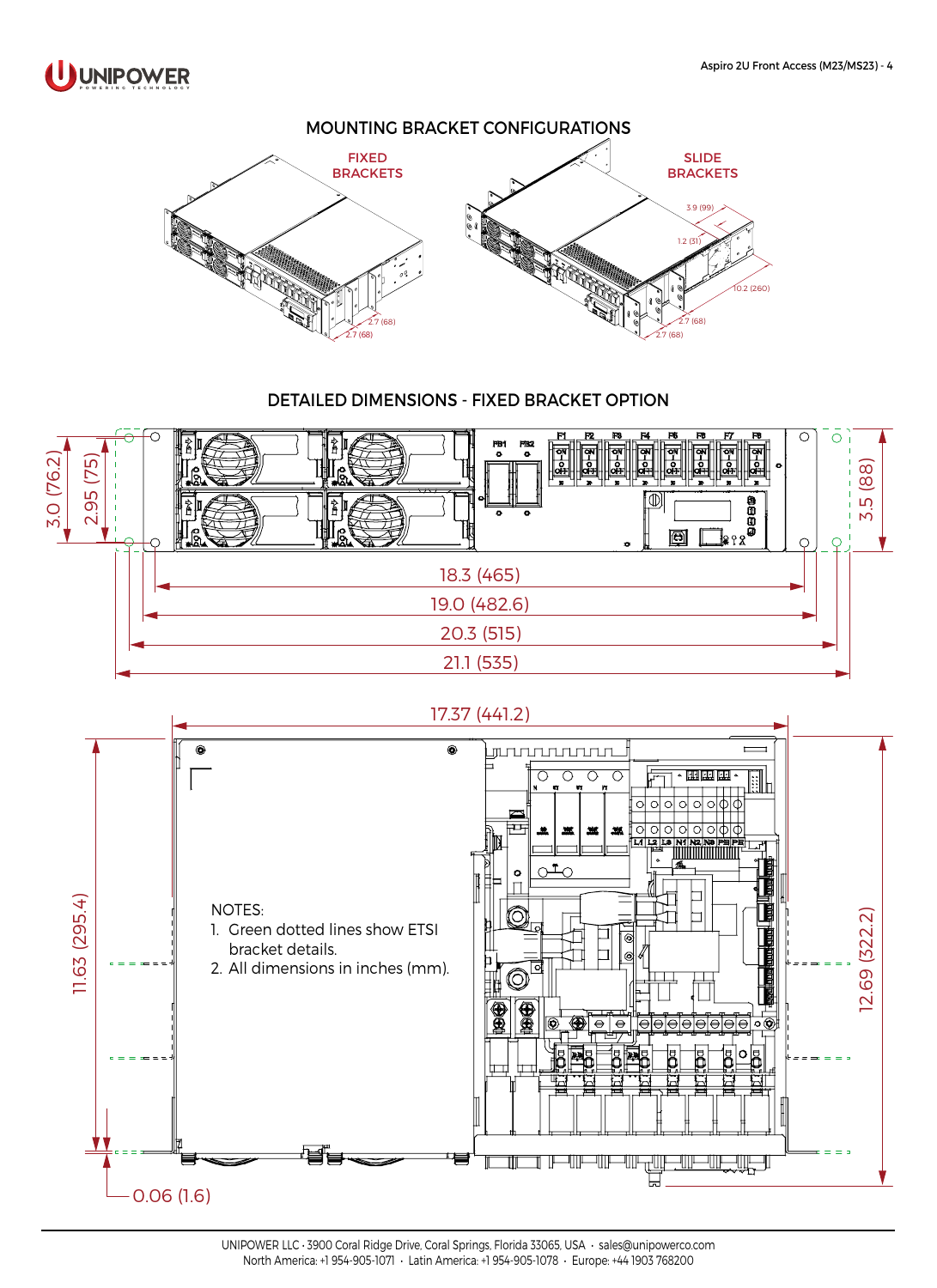## MOUNTING BRACKET CONFIGURATIONS

FIXED BRACKETS

2.7 (68)

2.7 (68)

SLIDE BRACKETS

3.9 (99)

1.2 (31)

10.2 (260)

2.7 (68)

2.7 (68)

## DETAILED DIMENSIONS - FIXED BRACKET OPTION

3.0 (76.2)

2.95 (75)

3.5 (88)

18.3 (465)

19.0 (482.6)

20.3 (515)

21.1 (535)

17.37 (441.2)

11.63 (295.4)

12.69 (322.2)

0.06 (1.6)

NOTES:

1. Green dotted lines show ETSI bracket details.
2. All dimensions in inches (mm).

UNIPOWER LLC · 3900 Coral Ridge Drive, Coral Springs, Florida 33065, USA · sales@unipowerco.com
North America: +1 954-905-1071 · Latin America: +1 954-905-1078 · Europe: +44 1903 768200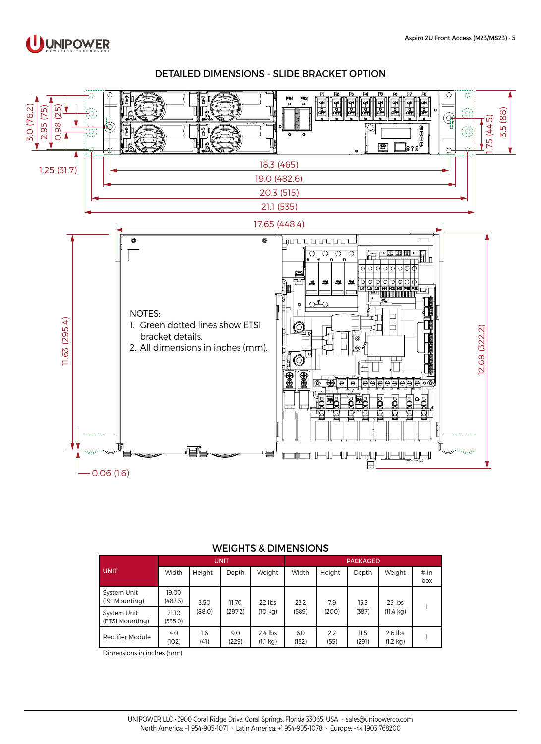## DETAILED DIMENSIONS - SLIDE BRACKET OPTION

3.0 (76.2)
2.95 (75)
0.98 (25)
1.25 (31.7)
18.3 (465)
19.0 (482.6)
20.3 (515)
21.1 (535)
1.75 (44.5)
3.5 (88)
17.65 (448.4)
11.63 (295.4)
12.69 (322.2)
0.06 (1.6)

NOTES:
1. Green dotted lines show ETSI bracket details.
2. All dimensions in inches (mm).

## WEIGHTS & DIMENSIONS

| UNIT | UNIT | | | | PACKAGED | | | | |
|---|---|---|---|---|---|---|---|---|---|
| | Width | Height | Depth | Weight | Width | Height | Depth | Weight | # in box |
| System Unit (19" Mounting) | 19.00 (482.5) | 3.50 (88.0) | 11.70 (297.2) | 22 lbs (10 kg) | 23.2 (589) | 7.9 (200) | 15.3 (387) | 25 lbs (11.4 kg) | 1 |
| System Unit (ETSI Mounting) | 21.10 (535.0) | | | | | | | | |
| Rectifier Module | 4.0 (102) | 1.6 (41) | 9.0 (229) | 2.4 lbs (1.1 kg) | 6.0 (152) | 2.2 (55) | 11.5 (291) | 2.6 lbs (1.2 kg) | 1 |

Dimensions in inches (mm)

UNIPOWER LLC · 3900 Coral Ridge Drive, Coral Springs, Florida 33065, USA · sales@unipowerco.com
North America: +1 954-905-1071 · Latin America: +1 954-905-1078 · Europe: +44 1903 768200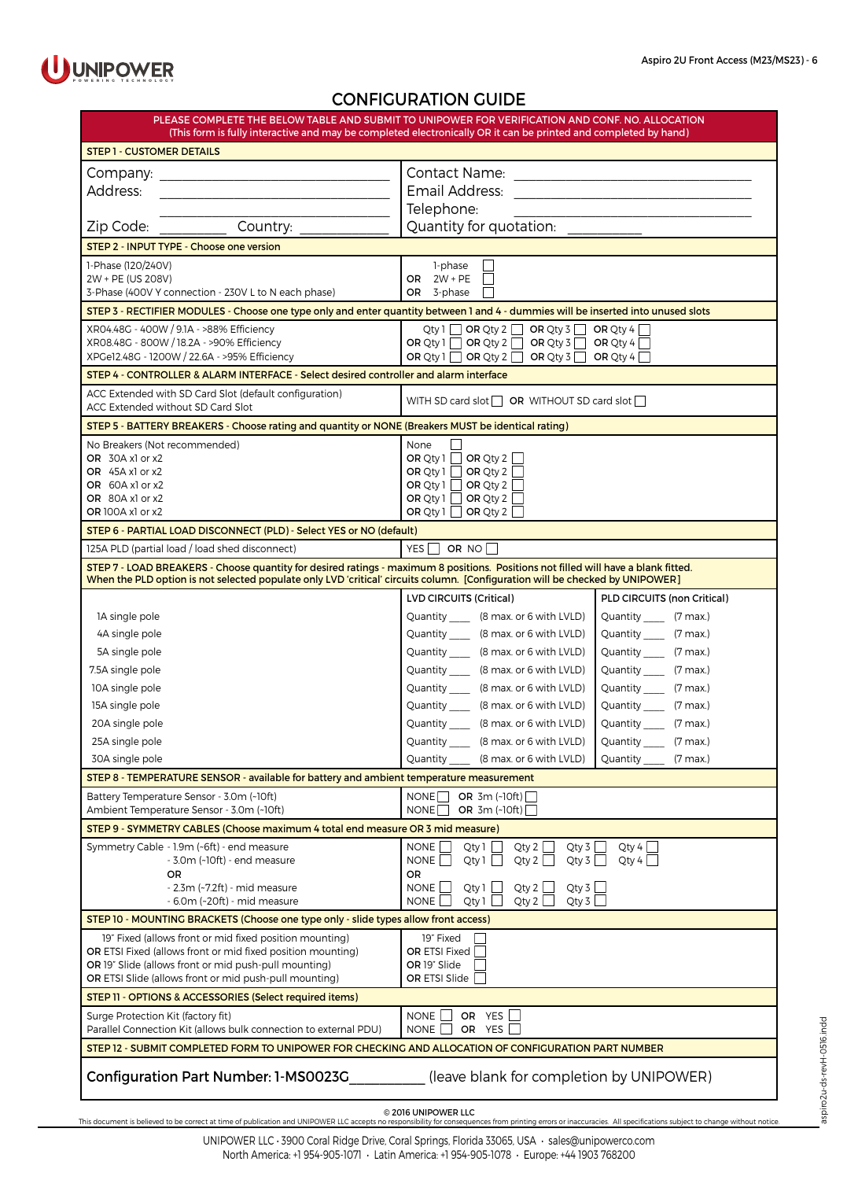# CONFIGURATION GUIDE

**PLEASE COMPLETE THE BELOW TABLE AND SUBMIT TO UNIPOWER FOR VERIFICATION AND CONF. NO. ALLOCATION**
(This form is fully interactive and may be completed electronically OR it can be printed and completed by hand)

**STEP 1 - CUSTOMER DETAILS**

| | |
|---|---|
| Company: ______________ | Contact Name: ______________ |
| Address: ______________ | Email Address: ______________ |
| ______________ | Telephone: ______________ |
| Zip Code: ________ Country: ________ | Quantity for quotation: ________ |

**STEP 2 - INPUT TYPE - Choose one version**

| | |
|---|---|
| 1-Phase (120/240V) | 1-phase ☐ |
| 2W + PE (US 208V) | OR 2W + PE ☐ |
| 3-Phase (400V Y connection - 230V L to N each phase) | OR 3-phase ☐ |

**STEP 3 - RECTIFIER MODULES - Choose one type only and enter quantity between 1 and 4 - dummies will be inserted into unused slots**

| | |
|---|---|
| XR04.48G - 400W / 9.1A - >88% Efficiency | Qty 1 ☐ OR Qty 2 ☐ OR Qty 3 ☐ OR Qty 4 ☐ |
| XR08.48G - 800W / 18.2A - >90% Efficiency | OR Qty 1 ☐ OR Qty 2 ☐ OR Qty 3 ☐ OR Qty 4 ☐ |
| XPGe12.48G - 1200W / 22.6A - >95% Efficiency | OR Qty 1 ☐ OR Qty 2 ☐ OR Qty 3 ☐ OR Qty 4 ☐ |

**STEP 4 - CONTROLLER & ALARM INTERFACE - Select desired controller and alarm interface**

| | |
|---|---|
| ACC Extended with SD Card Slot (default configuration)<br>ACC Extended without SD Card Slot | WITH SD card slot ☐ OR WITHOUT SD card slot ☐ |

**STEP 5 - BATTERY BREAKERS - Choose rating and quantity or NONE (Breakers MUST be identical rating)**

| | |
|---|---|
| No Breakers (Not recommended) | None ☐ |
| OR 30A x1 or x2 | OR Qty 1 ☐ OR Qty 2 ☐ |
| OR 45A x1 or x2 | OR Qty 1 ☐ OR Qty 2 ☐ |
| OR 60A x1 or x2 | OR Qty 1 ☐ OR Qty 2 ☐ |
| OR 80A x1 or x2 | OR Qty 1 ☐ OR Qty 2 ☐ |
| OR 100A x1 or x2 | OR Qty 1 ☐ OR Qty 2 ☐ |

**STEP 6 - PARTIAL LOAD DISCONNECT (PLD) - Select YES or NO (default)**

| | |
|---|---|
| 125A PLD (partial load / load shed disconnect) | YES ☐ OR NO ☐ |

**STEP 7 - LOAD BREAKERS - Choose quantity for desired ratings - maximum 8 positions. Positions not filled will have a blank fitted.**
**When the PLD option is not selected populate only LVD 'critical' circuits column. [Configuration will be checked by UNIPOWER]**

| | LVD CIRCUITS (Critical) | PLD CIRCUITS (non Critical) |
|---|---|---|
| 1A single pole | Quantity ____ (8 max. or 6 with LVLD) | Quantity ____ (7 max.) |
| 4A single pole | Quantity ____ (8 max. or 6 with LVLD) | Quantity ____ (7 max.) |
| 5A single pole | Quantity ____ (8 max. or 6 with LVLD) | Quantity ____ (7 max.) |
| 7.5A single pole | Quantity ____ (8 max. or 6 with LVLD) | Quantity ____ (7 max.) |
| 10A single pole | Quantity ____ (8 max. or 6 with LVLD) | Quantity ____ (7 max.) |
| 15A single pole | Quantity ____ (8 max. or 6 with LVLD) | Quantity ____ (7 max.) |
| 20A single pole | Quantity ____ (8 max. or 6 with LVLD) | Quantity ____ (7 max.) |
| 25A single pole | Quantity ____ (8 max. or 6 with LVLD) | Quantity ____ (7 max.) |
| 30A single pole | Quantity ____ (8 max. or 6 with LVLD) | Quantity ____ (7 max.) |

**STEP 8 - TEMPERATURE SENSOR - available for battery and ambient temperature measurement**

| | |
|---|---|
| Battery Temperature Sensor - 3.0m (~10ft) | NONE ☐ OR 3m (~10ft) ☐ |
| Ambient Temperature Sensor - 3.0m (~10ft) | NONE ☐ OR 3m (~10ft) ☐ |

**STEP 9 - SYMMETRY CABLES (Choose maximum 4 total end measure OR 3 mid measure)**

| | |
|---|---|
| Symmetry Cable - 1.9m (~6ft) - end measure | NONE ☐ Qty 1 ☐ Qty 2 ☐ Qty 3 ☐ Qty 4 ☐ |
| - 3.0m (~10ft) - end measure | NONE ☐ Qty 1 ☐ Qty 2 ☐ Qty 3 ☐ Qty 4 ☐ |
| OR | OR |
| - 2.3m (~7.2ft) - mid measure | NONE ☐ Qty 1 ☐ Qty 2 ☐ Qty 3 ☐ |
| - 6.0m (~20ft) - mid measure | NONE ☐ Qty 1 ☐ Qty 2 ☐ Qty 3 ☐ |

**STEP 10 - MOUNTING BRACKETS (Choose one type only - slide types allow front access)**

| | |
|---|---|
| 19" Fixed (allows front or mid fixed position mounting) | 19" Fixed ☐ |
| OR ETSI Fixed (allows front or mid fixed position mounting) | OR ETSI Fixed ☐ |
| OR 19" Slide (allows front or mid push-pull mounting) | OR 19" Slide ☐ |
| OR ETSI Slide (allows front or mid push-pull mounting) | OR ETSI Slide ☐ |

**STEP 11 - OPTIONS & ACCESSORIES (Select required items)**

| | |
|---|---|
| Surge Protection Kit (factory fit) | NONE ☐ OR YES ☐ |
| Parallel Connection Kit (allows bulk connection to external PDU) | NONE ☐ OR YES ☐ |

**STEP 12 - SUBMIT COMPLETED FORM TO UNIPOWER FOR CHECKING AND ALLOCATION OF CONFIGURATION PART NUMBER**

**Configuration Part Number: 1-MS0023G__________** (leave blank for completion by UNIPOWER)

© 2016 UNIPOWER LLC

This document is believed to be correct at time of publication and UNIPOWER LLC accepts no responsibility for consequences from printing errors or inaccuracies. All specifications subject to change without notice.

UNIPOWER LLC · 3900 Coral Ridge Drive, Coral Springs, Florida 33065, USA · sales@unipowerco.com
North America: +1 954-905-1071 · Latin America: +1 954-905-1078 · Europe: +44 1903 768200

aspiro2u-ds-revH-0516.indd